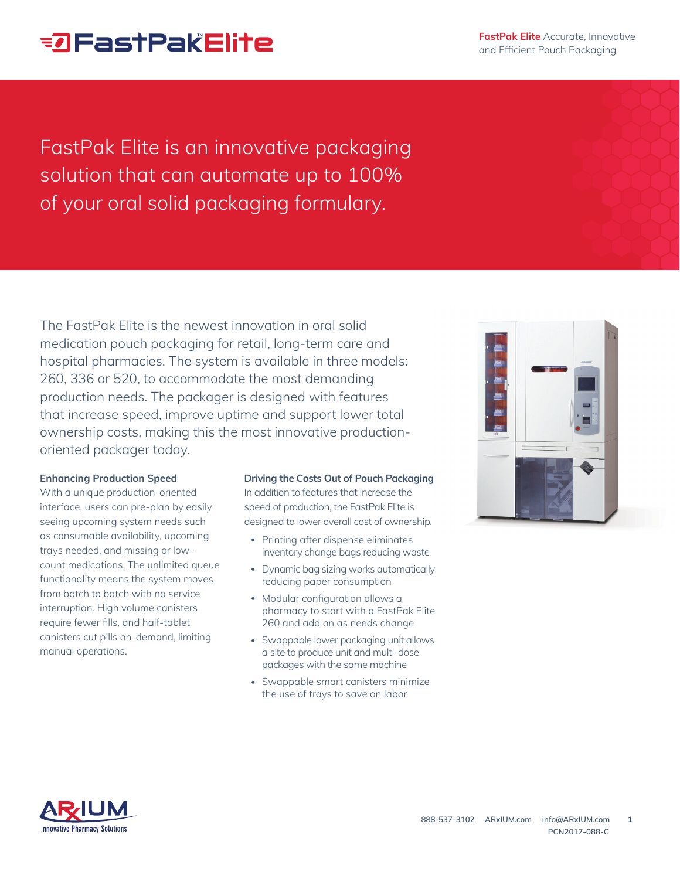# FastPak Elite

**FastPak Elite** Accurate, Innovative and Efficient Pouch Packaging

## FastPak Elite is an innovative packaging solution that can automate up to 100% of your oral solid packaging formulary.

The FastPak Elite is the newest innovation in oral solid medication pouch packaging for retail, long-term care and hospital pharmacies. The system is available in three models: 260, 336 or 520, to accommodate the most demanding production needs. The packager is designed with features that increase speed, improve uptime and support lower total ownership costs, making this the most innovative production-oriented packager today.

### Enhancing Production Speed

With a unique production-oriented interface, users can pre-plan by easily seeing upcoming system needs such as consumable availability, upcoming trays needed, and missing or low-count medications. The unlimited queue functionality means the system moves from batch to batch with no service interruption. High volume canisters require fewer fills, and half-tablet canisters cut pills on-demand, limiting manual operations.

### Driving the Costs Out of Pouch Packaging

In addition to features that increase the speed of production, the FastPak Elite is designed to lower overall cost of ownership.

- Printing after dispense eliminates inventory change bags reducing waste
- Dynamic bag sizing works automatically reducing paper consumption
- Modular configuration allows a pharmacy to start with a FastPak Elite 260 and add on as needs change
- Swappable lower packaging unit allows a site to produce unit and multi-dose packages with the same machine
- Swappable smart canisters minimize the use of trays to save on labor

ARxIUM Innovative Pharmacy Solutions

888-537-3102 ARxIUM.com info@ARxIUM.com

PCN2017-088-C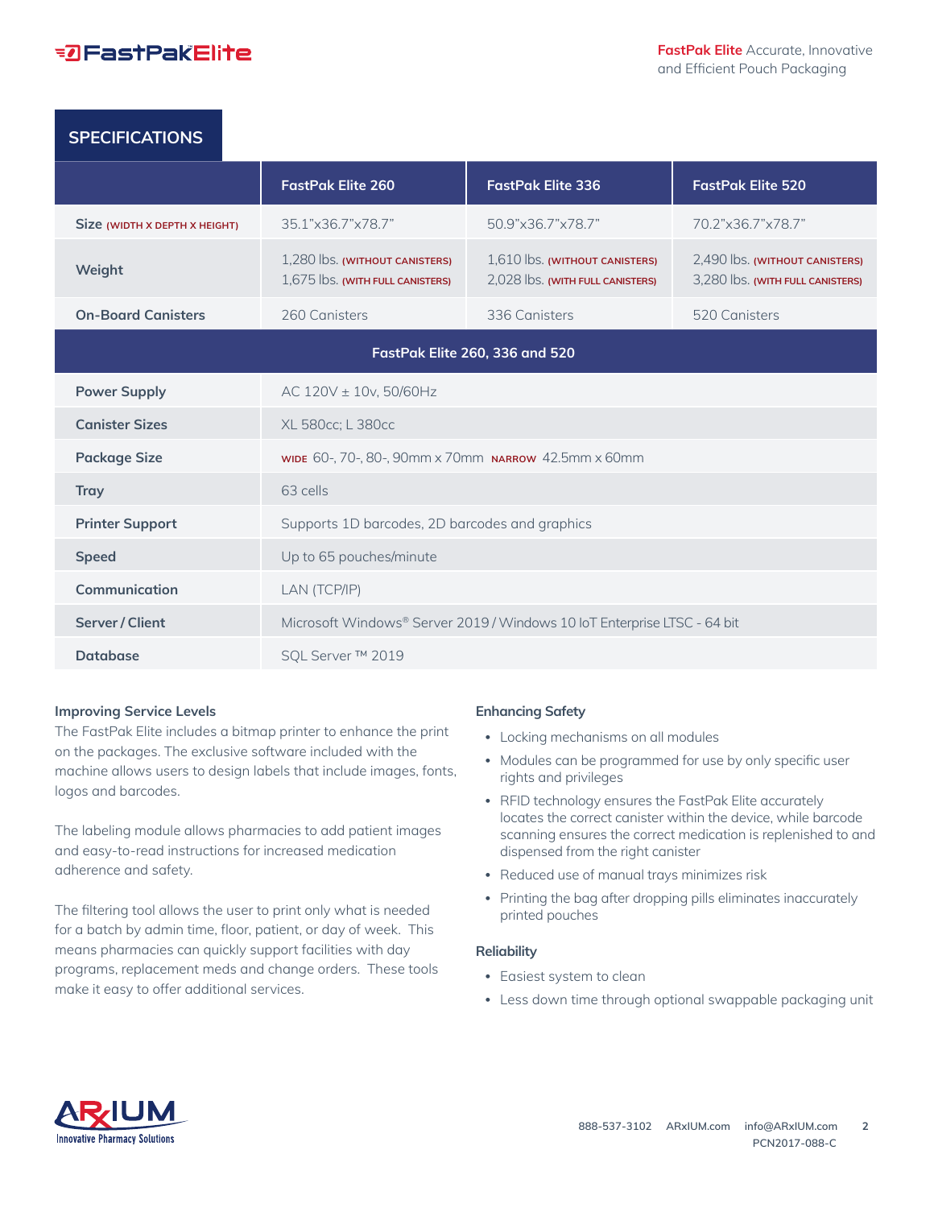## SPECIFICATIONS

| | FastPak Elite 260 | FastPak Elite 336 | FastPak Elite 520 |
|---|---|---|---|
| **Size** (WIDTH X DEPTH X HEIGHT) | 35.1"x36.7"x78.7" | 50.9"x36.7"x78.7" | 70.2"x36.7"x78.7" |
| **Weight** | 1,280 lbs. (WITHOUT CANISTERS) 1,675 lbs. (WITH FULL CANISTERS) | 1,610 lbs. (WITHOUT CANISTERS) 2,028 lbs. (WITH FULL CANISTERS) | 2,490 lbs. (WITHOUT CANISTERS) 3,280 lbs. (WITH FULL CANISTERS) |
| **On-Board Canisters** | 260 Canisters | 336 Canisters | 520 Canisters |
| **FastPak Elite 260, 336 and 520** | | | |
| **Power Supply** | AC 120V ± 10v, 50/60Hz | | |
| **Canister Sizes** | XL 580cc; L 380cc | | |
| **Package Size** | WIDE 60-, 70-, 80-, 90mm x 70mm NARROW 42.5mm x 60mm | | |
| **Tray** | 63 cells | | |
| **Printer Support** | Supports 1D barcodes, 2D barcodes and graphics | | |
| **Speed** | Up to 65 pouches/minute | | |
| **Communication** | LAN (TCP/IP) | | |
| **Server / Client** | Microsoft Windows® Server 2019 / Windows 10 IoT Enterprise LTSC - 64 bit | | |
| **Database** | SQL Server ™ 2019 | | |

### Improving Service Levels

The FastPak Elite includes a bitmap printer to enhance the print on the packages. The exclusive software included with the machine allows users to design labels that include images, fonts, logos and barcodes.

The labeling module allows pharmacies to add patient images and easy-to-read instructions for increased medication adherence and safety.

The filtering tool allows the user to print only what is needed for a batch by admin time, floor, patient, or day of week. This means pharmacies can quickly support facilities with day programs, replacement meds and change orders. These tools make it easy to offer additional services.

### Enhancing Safety

- Locking mechanisms on all modules
- Modules can be programmed for use by only specific user rights and privileges
- RFID technology ensures the FastPak Elite accurately locates the correct canister within the device, while barcode scanning ensures the correct medication is replenished to and dispensed from the right canister
- Reduced use of manual trays minimizes risk
- Printing the bag after dropping pills eliminates inaccurately printed pouches

### Reliability

- Easiest system to clean
- Less down time through optional swappable packaging unit

888-537-3102 ARxIUM.com info@ARxIUM.com

PCN2017-088-C